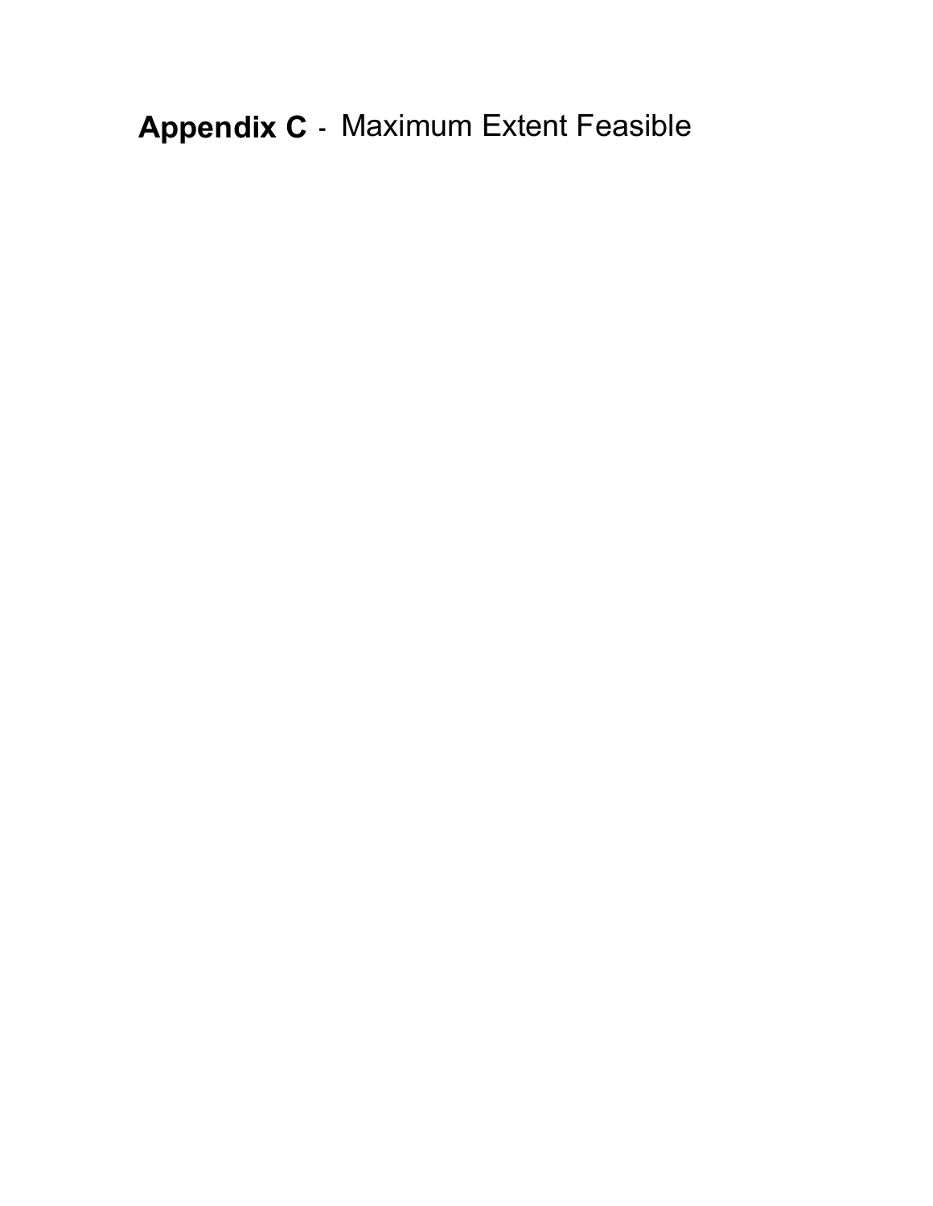# **Appendix C** - Maximum Extent Feasible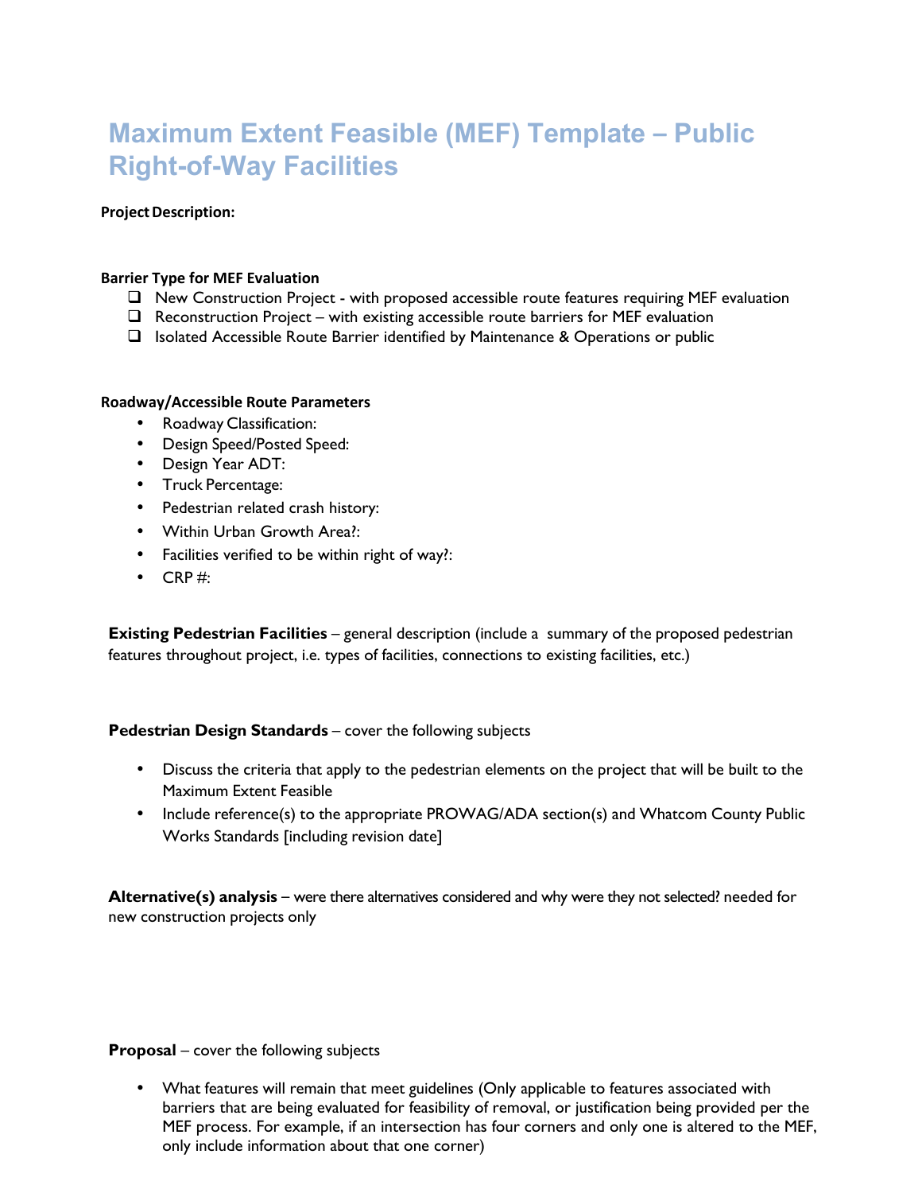# Maximum Extent Feasible (MEF) Template – Public Right-of-Way Facilities

**Project Description:**

**Barrier Type for MEF Evaluation**

- ❑ New Construction Project - with proposed accessible route features requiring MEF evaluation
- ❑ Reconstruction Project – with existing accessible route barriers for MEF evaluation
- ❑ Isolated Accessible Route Barrier identified by Maintenance & Operations or public

**Roadway/Accessible Route Parameters**

- Roadway Classification:
- Design Speed/Posted Speed:
- Design Year ADT:
- Truck Percentage:
- Pedestrian related crash history:
- Within Urban Growth Area?:
- Facilities verified to be within right of way?:
- CRP #:

**Existing Pedestrian Facilities** – general description (include a summary of the proposed pedestrian features throughout project, i.e. types of facilities, connections to existing facilities, etc.)

**Pedestrian Design Standards** – cover the following subjects

- Discuss the criteria that apply to the pedestrian elements on the project that will be built to the Maximum Extent Feasible
- Include reference(s) to the appropriate PROWAG/ADA section(s) and Whatcom County Public Works Standards [including revision date]

**Alternative(s) analysis** – were there alternatives considered and why were they not selected? needed for new construction projects only

**Proposal** – cover the following subjects

- What features will remain that meet guidelines (Only applicable to features associated with barriers that are being evaluated for feasibility of removal, or justification being provided per the MEF process. For example, if an intersection has four corners and only one is altered to the MEF, only include information about that one corner)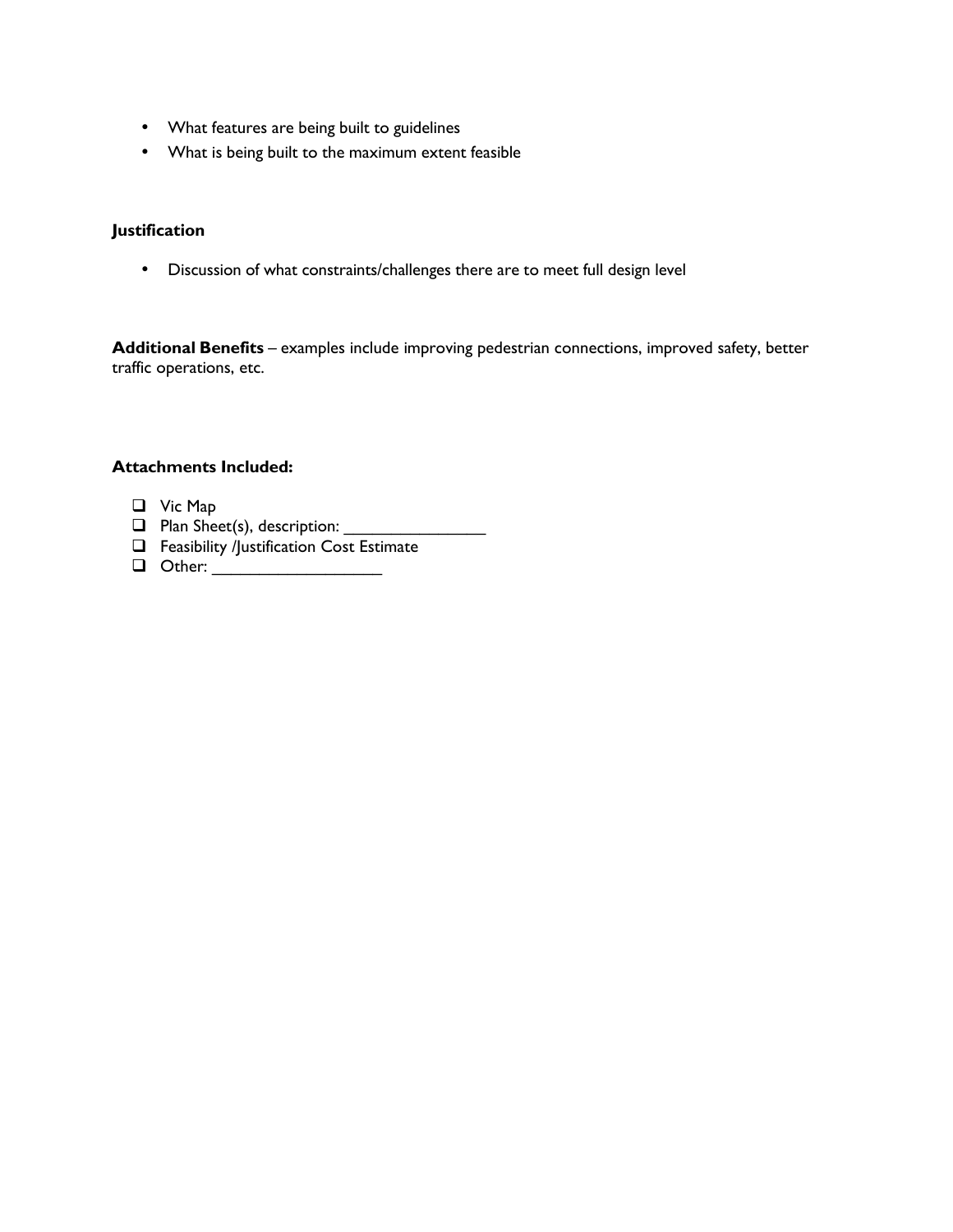- What features are being built to guidelines
- What is being built to the maximum extent feasible

**Justification**

- Discussion of what constraints/challenges there are to meet full design level

**Additional Benefits** – examples include improving pedestrian connections, improved safety, better traffic operations, etc.

**Attachments Included:**

- [ ] Vic Map
- [ ] Plan Sheet(s), description: _______________
- [ ] Feasibility /Justification Cost Estimate
- [ ] Other: __________________